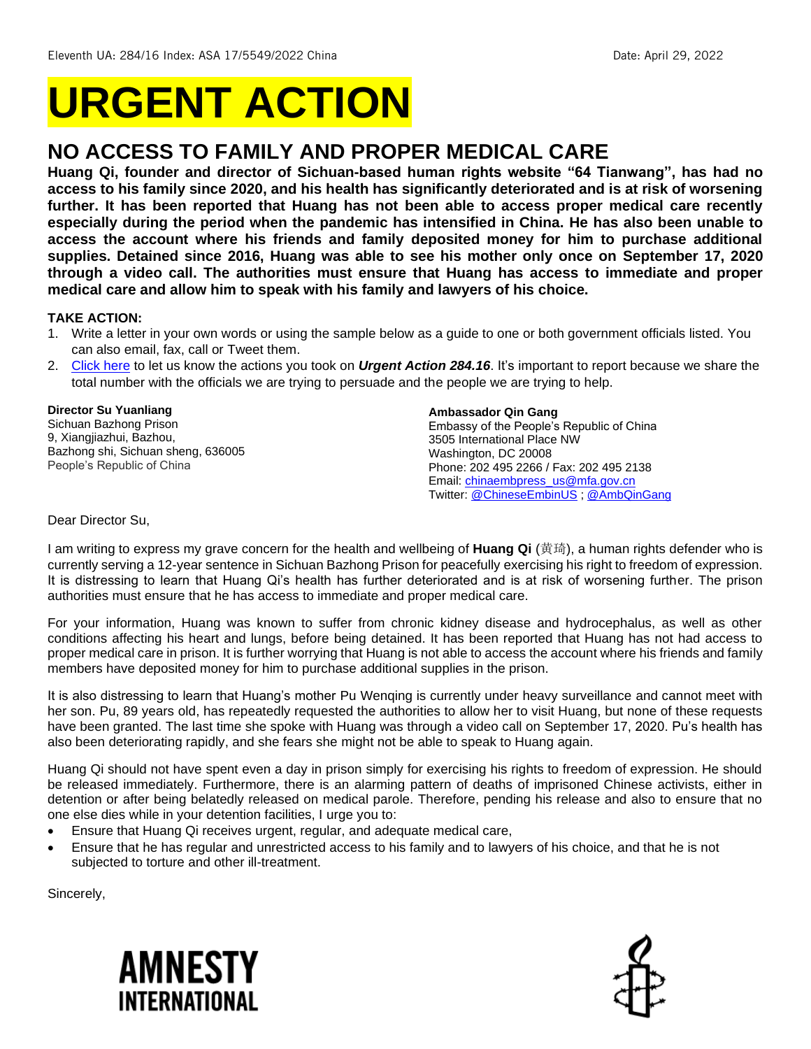Eleventh UA: 284/16 Index: ASA 17/5549/2022 China Date: April 29, 2022

# URGENT ACTION

## NO ACCESS TO FAMILY AND PROPER MEDICAL CARE

**Huang Qi, founder and director of Sichuan-based human rights website "64 Tianwang", has had no access to his family since 2020, and his health has significantly deteriorated and is at risk of worsening further. It has been reported that Huang has not been able to access proper medical care recently especially during the period when the pandemic has intensified in China. He has also been unable to access the account where his friends and family deposited money for him to purchase additional supplies. Detained since 2016, Huang was able to see his mother only once on September 17, 2020 through a video call. The authorities must ensure that Huang has access to immediate and proper medical care and allow him to speak with his family and lawyers of his choice.**

**TAKE ACTION:**

1. Write a letter in your own words or using the sample below as a guide to one or both government officials listed. You can also email, fax, call or Tweet them.
2. Click here to let us know the actions you took on ***Urgent Action 284.16***. It's important to report because we share the total number with the officials we are trying to persuade and the people we are trying to help.

**Director Su Yuanliang**
Sichuan Bazhong Prison
9, Xiangjiazhui, Bazhou,
Bazhong shi, Sichuan sheng, 636005
People's Republic of China

**Ambassador Qin Gang**
Embassy of the People's Republic of China
3505 International Place NW
Washington, DC 20008
Phone: 202 495 2266 / Fax: 202 495 2138
Email: chinaembpress_us@mfa.gov.cn
Twitter: @ChineseEmbinUS ; @AmbQinGang

Dear Director Su,

I am writing to express my grave concern for the health and wellbeing of **Huang Qi** (黄琦), a human rights defender who is currently serving a 12-year sentence in Sichuan Bazhong Prison for peacefully exercising his right to freedom of expression. It is distressing to learn that Huang Qi's health has further deteriorated and is at risk of worsening further. The prison authorities must ensure that he has access to immediate and proper medical care.

For your information, Huang was known to suffer from chronic kidney disease and hydrocephalus, as well as other conditions affecting his heart and lungs, before being detained. It has been reported that Huang has not had access to proper medical care in prison. It is further worrying that Huang is not able to access the account where his friends and family members have deposited money for him to purchase additional supplies in the prison.

It is also distressing to learn that Huang's mother Pu Wenqing is currently under heavy surveillance and cannot meet with her son. Pu, 89 years old, has repeatedly requested the authorities to allow her to visit Huang, but none of these requests have been granted. The last time she spoke with Huang was through a video call on September 17, 2020. Pu's health has also been deteriorating rapidly, and she fears she might not be able to speak to Huang again.

Huang Qi should not have spent even a day in prison simply for exercising his rights to freedom of expression. He should be released immediately. Furthermore, there is an alarming pattern of deaths of imprisoned Chinese activists, either in detention or after being belatedly released on medical parole. Therefore, pending his release and also to ensure that no one else dies while in your detention facilities, I urge you to:

- Ensure that Huang Qi receives urgent, regular, and adequate medical care,
- Ensure that he has regular and unrestricted access to his family and to lawyers of his choice, and that he is not subjected to torture and other ill-treatment.

Sincerely,

AMNESTY INTERNATIONAL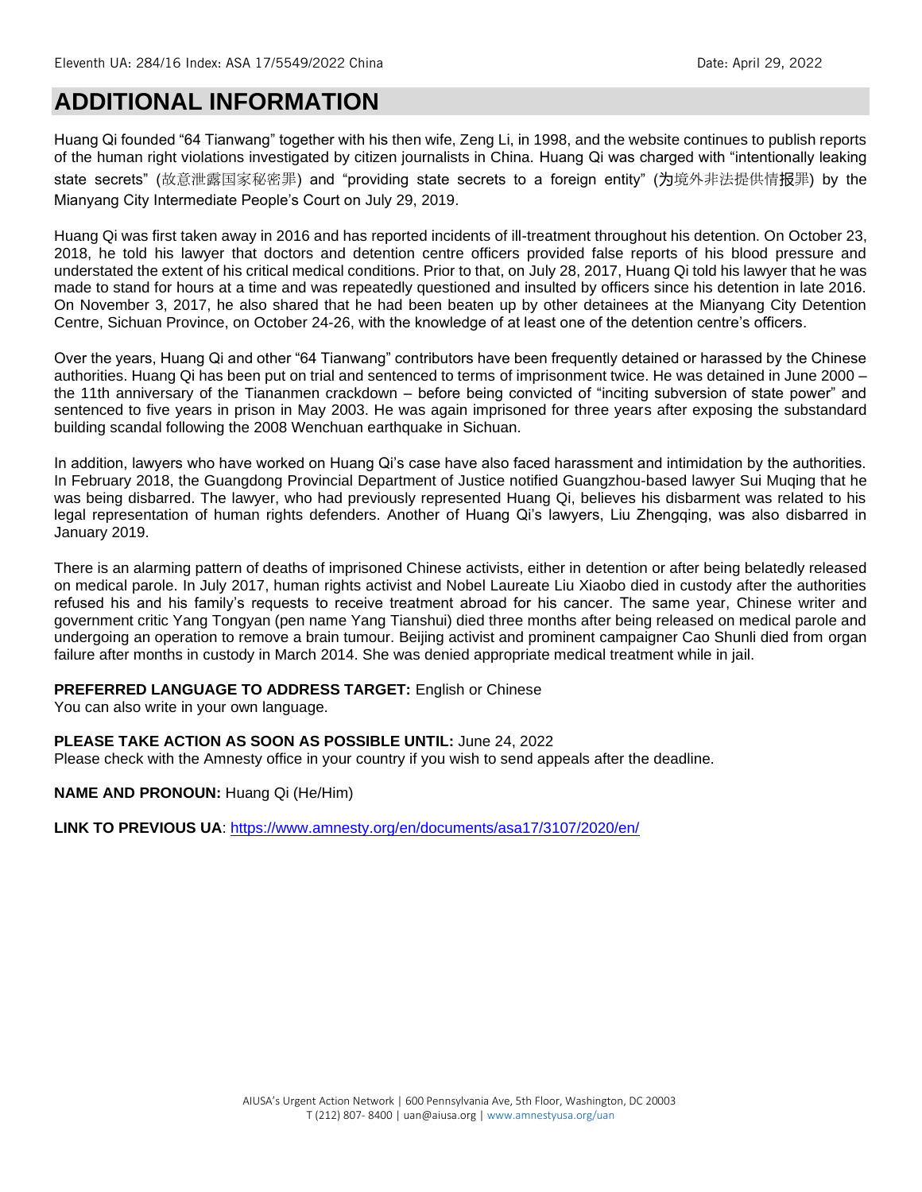# ADDITIONAL INFORMATION

Huang Qi founded "64 Tianwang" together with his then wife, Zeng Li, in 1998, and the website continues to publish reports of the human right violations investigated by citizen journalists in China. Huang Qi was charged with "intentionally leaking state secrets" (故意泄露国家秘密罪) and "providing state secrets to a foreign entity" (为境外非法提供情报罪) by the Mianyang City Intermediate People's Court on July 29, 2019.

Huang Qi was first taken away in 2016 and has reported incidents of ill-treatment throughout his detention. On October 23, 2018, he told his lawyer that doctors and detention centre officers provided false reports of his blood pressure and understated the extent of his critical medical conditions. Prior to that, on July 28, 2017, Huang Qi told his lawyer that he was made to stand for hours at a time and was repeatedly questioned and insulted by officers since his detention in late 2016. On November 3, 2017, he also shared that he had been beaten up by other detainees at the Mianyang City Detention Centre, Sichuan Province, on October 24-26, with the knowledge of at least one of the detention centre's officers.

Over the years, Huang Qi and other "64 Tianwang" contributors have been frequently detained or harassed by the Chinese authorities. Huang Qi has been put on trial and sentenced to terms of imprisonment twice. He was detained in June 2000 – the 11th anniversary of the Tiananmen crackdown – before being convicted of "inciting subversion of state power" and sentenced to five years in prison in May 2003. He was again imprisoned for three years after exposing the substandard building scandal following the 2008 Wenchuan earthquake in Sichuan.

In addition, lawyers who have worked on Huang Qi's case have also faced harassment and intimidation by the authorities. In February 2018, the Guangdong Provincial Department of Justice notified Guangzhou-based lawyer Sui Muqing that he was being disbarred. The lawyer, who had previously represented Huang Qi, believes his disbarment was related to his legal representation of human rights defenders. Another of Huang Qi's lawyers, Liu Zhengqing, was also disbarred in January 2019.

There is an alarming pattern of deaths of imprisoned Chinese activists, either in detention or after being belatedly released on medical parole. In July 2017, human rights activist and Nobel Laureate Liu Xiaobo died in custody after the authorities refused his and his family's requests to receive treatment abroad for his cancer. The same year, Chinese writer and government critic Yang Tongyan (pen name Yang Tianshui) died three months after being released on medical parole and undergoing an operation to remove a brain tumour. Beijing activist and prominent campaigner Cao Shunli died from organ failure after months in custody in March 2014. She was denied appropriate medical treatment while in jail.

**PREFERRED LANGUAGE TO ADDRESS TARGET:** English or Chinese
You can also write in your own language.

**PLEASE TAKE ACTION AS SOON AS POSSIBLE UNTIL:** June 24, 2022
Please check with the Amnesty office in your country if you wish to send appeals after the deadline.

**NAME AND PRONOUN:** Huang Qi (He/Him)

**LINK TO PREVIOUS UA**: https://www.amnesty.org/en/documents/asa17/3107/2020/en/